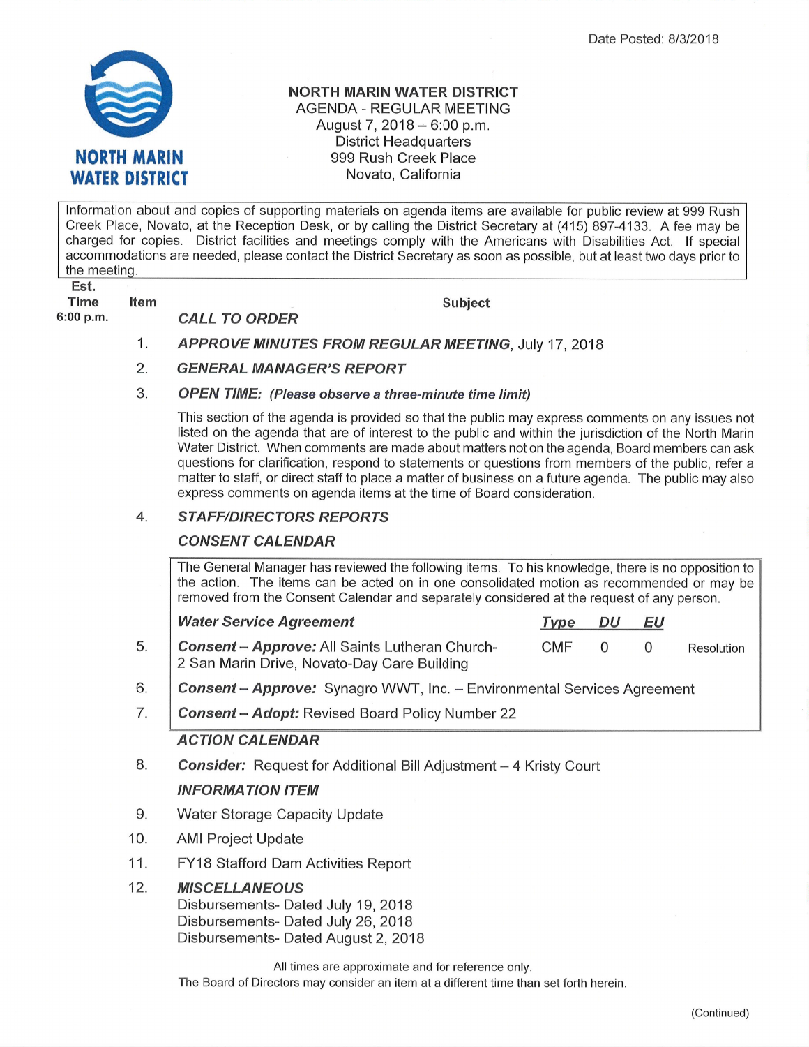Date Posted: 8/3/2018

**NORTH MARIN WATER DISTRICT**

# NORTH MARIN WATER DISTRICT
## AGENDA - REGULAR MEETING
August 7, 2018 – 6:00 p.m.
District Headquarters
999 Rush Creek Place
Novato, California

Information about and copies of supporting materials on agenda items are available for public review at 999 Rush Creek Place, Novato, at the Reception Desk, or by calling the District Secretary at (415) 897-4133. A fee may be charged for copies. District facilities and meetings comply with the Americans with Disabilities Act. If special accommodations are needed, please contact the District Secretary as soon as possible, but at least two days prior to the meeting.

| Est. Time | Item | Subject |
|---|---|---|
| 6:00 p.m. | | ***CALL TO ORDER*** |
| | 1. | ***APPROVE MINUTES FROM REGULAR MEETING***, July 17, 2018 |
| | 2. | ***GENERAL MANAGER'S REPORT*** |
| | 3. | ***OPEN TIME:*** ***(Please observe a three-minute time limit)*** |

This section of the agenda is provided so that the public may express comments on any issues not listed on the agenda that are of interest to the public and within the jurisdiction of the North Marin Water District. When comments are made about matters not on the agenda, Board members can ask questions for clarification, respond to statements or questions from members of the public, refer a matter to staff, or direct staff to place a matter of business on a future agenda. The public may also express comments on agenda items at the time of Board consideration.

4. ***STAFF/DIRECTORS REPORTS***

***CONSENT CALENDAR***

The General Manager has reviewed the following items. To his knowledge, there is no opposition to the action. The items can be acted on in one consolidated motion as recommended or may be removed from the Consent Calendar and separately considered at the request of any person.

| Item | ***Water Service Agreement*** | ***Type*** | ***DU*** | ***EU*** | |
|---|---|---|---|---|---|
| 5. | ***Consent – Approve:*** All Saints Lutheran Church-2 San Marin Drive, Novato-Day Care Building | CMF | 0 | 0 | Resolution |
| 6. | ***Consent – Approve:*** Synagro WWT, Inc. – Environmental Services Agreement | | | | |
| 7. | ***Consent – Adopt:*** Revised Board Policy Number 22 | | | | |

***ACTION CALENDAR***

8. ***Consider:*** Request for Additional Bill Adjustment – 4 Kristy Court

***INFORMATION ITEM***

9. Water Storage Capacity Update
10. AMI Project Update
11. FY18 Stafford Dam Activities Report
12. ***MISCELLANEOUS***
    Disbursements- Dated July 19, 2018
    Disbursements- Dated July 26, 2018
    Disbursements- Dated August 2, 2018

All times are approximate and for reference only.
The Board of Directors may consider an item at a different time than set forth herein.

(Continued)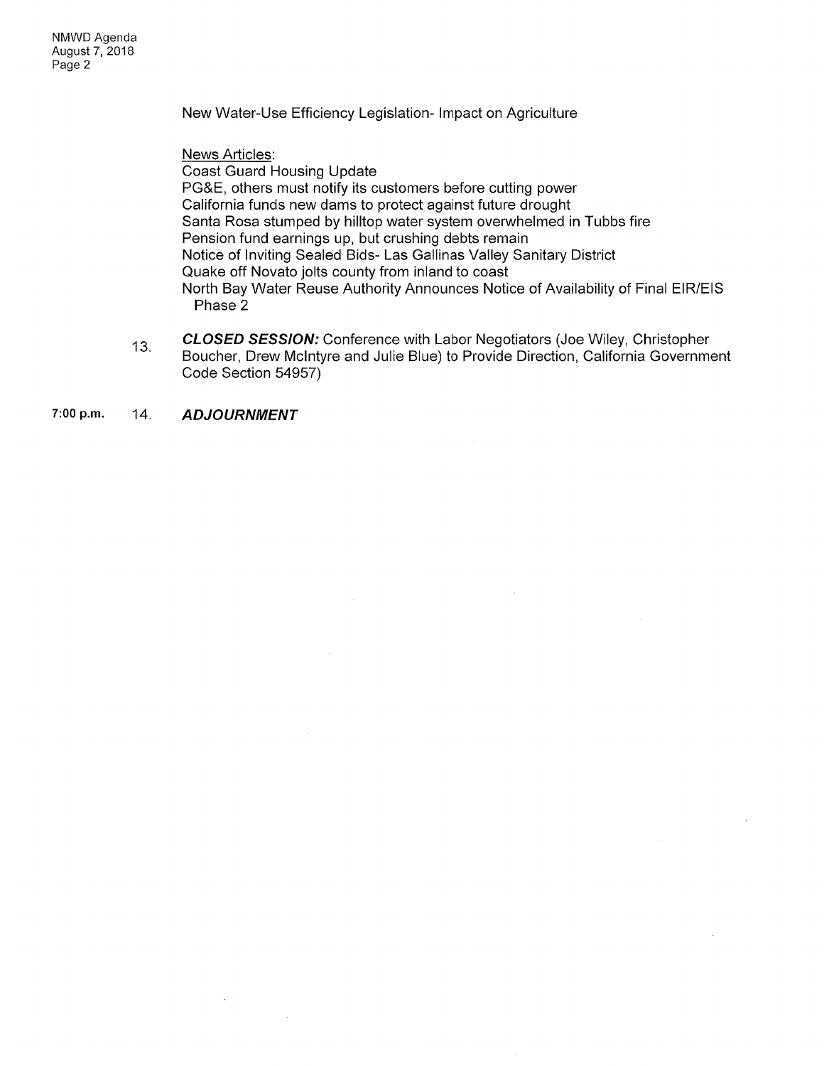New Water-Use Efficiency Legislation- Impact on Agriculture

News Articles:
Coast Guard Housing Update
PG&E, others must notify its customers before cutting power
California funds new dams to protect against future drought
Santa Rosa stumped by hilltop water system overwhelmed in Tubbs fire
Pension fund earnings up, but crushing debts remain
Notice of Inviting Sealed Bids- Las Gallinas Valley Sanitary District
Quake off Novato jolts county from inland to coast
North Bay Water Reuse Authority Announces Notice of Availability of Final EIR/EIS Phase 2

13. ***CLOSED SESSION:*** Conference with Labor Negotiators (Joe Wiley, Christopher Boucher, Drew McIntyre and Julie Blue) to Provide Direction, California Government Code Section 54957)

7:00 p.m. 14. ***ADJOURNMENT***